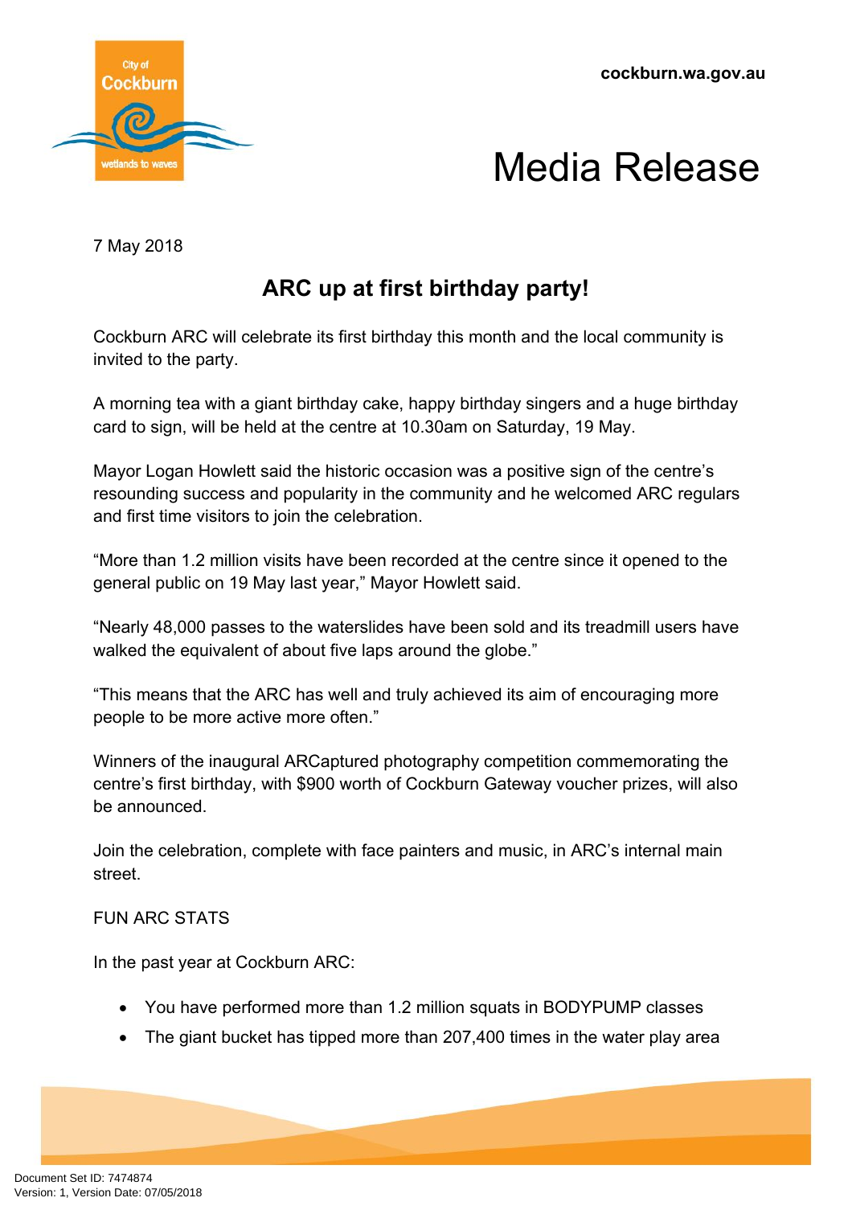# Media Release

7 May 2018

## ARC up at first birthday party!

Cockburn ARC will celebrate its first birthday this month and the local community is invited to the party.

A morning tea with a giant birthday cake, happy birthday singers and a huge birthday card to sign, will be held at the centre at 10.30am on Saturday, 19 May.

Mayor Logan Howlett said the historic occasion was a positive sign of the centre's resounding success and popularity in the community and he welcomed ARC regulars and first time visitors to join the celebration.

"More than 1.2 million visits have been recorded at the centre since it opened to the general public on 19 May last year," Mayor Howlett said.

"Nearly 48,000 passes to the waterslides have been sold and its treadmill users have walked the equivalent of about five laps around the globe."

"This means that the ARC has well and truly achieved its aim of encouraging more people to be more active more often."

Winners of the inaugural ARCaptured photography competition commemorating the centre's first birthday, with $900 worth of Cockburn Gateway voucher prizes, will also be announced.

Join the celebration, complete with face painters and music, in ARC's internal main street.

FUN ARC STATS

In the past year at Cockburn ARC:

- You have performed more than 1.2 million squats in BODYPUMP classes
- The giant bucket has tipped more than 207,400 times in the water play area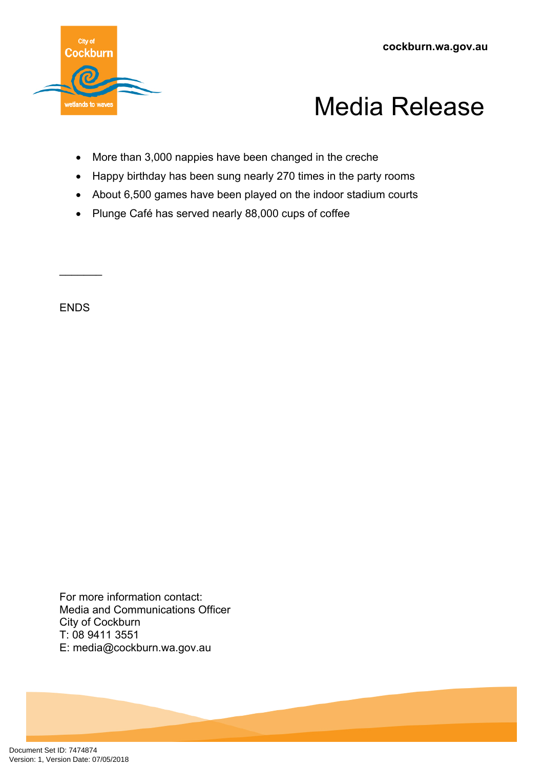- More than 3,000 nappies have been changed in the creche
- Happy birthday has been sung nearly 270 times in the party rooms
- About 6,500 games have been played on the indoor stadium courts
- Plunge Café has served nearly 88,000 cups of coffee

_______

ENDS

For more information contact:
Media and Communications Officer
City of Cockburn
T: 08 9411 3551
E: media@cockburn.wa.gov.au